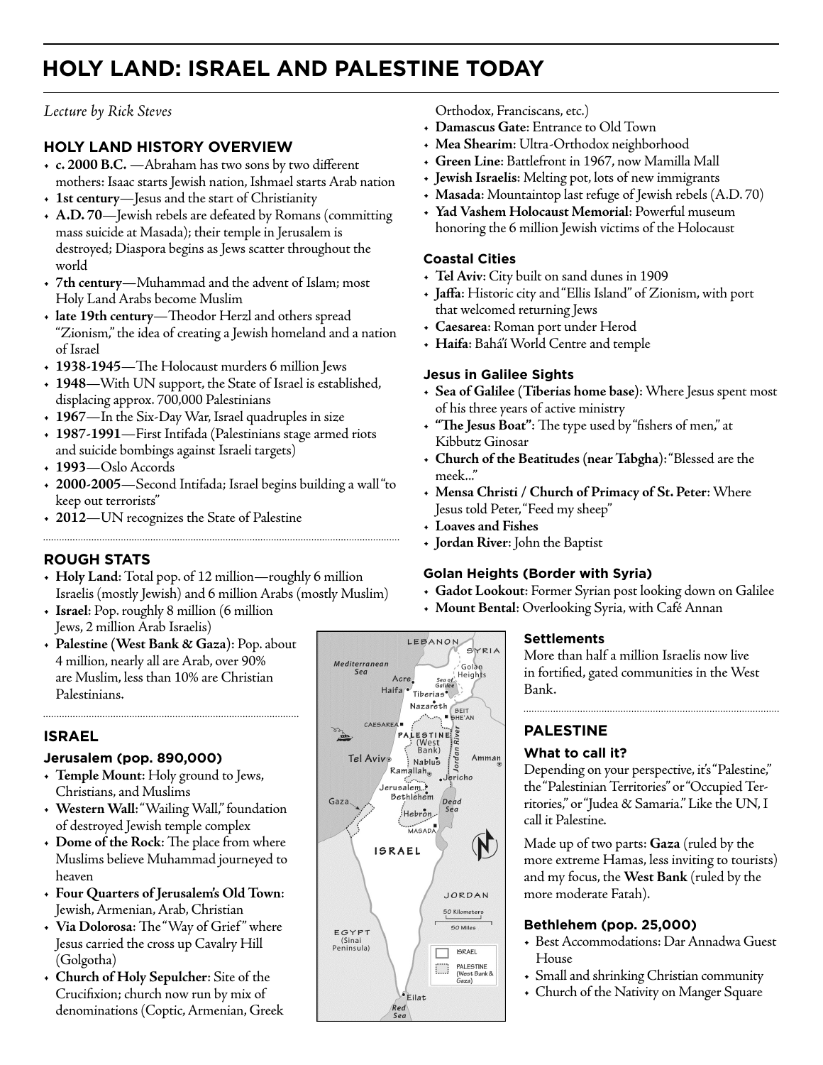# HOLY LAND: ISRAEL AND PALESTINE TODAY

*Lecture by Rick Steves*

## HOLY LAND HISTORY OVERVIEW

- **c. 2000 B.C.** —Abraham has two sons by two different mothers: Isaac starts Jewish nation, Ishmael starts Arab nation
- **1st century**—Jesus and the start of Christianity
- **A.D. 70**—Jewish rebels are defeated by Romans (committing mass suicide at Masada); their temple in Jerusalem is destroyed; Diaspora begins as Jews scatter throughout the world
- **7th century**—Muhammad and the advent of Islam; most Holy Land Arabs become Muslim
- **late 19th century**—Theodor Herzl and others spread "Zionism," the idea of creating a Jewish homeland and a nation of Israel
- **1938-1945**—The Holocaust murders 6 million Jews
- **1948**—With UN support, the State of Israel is established, displacing approx. 700,000 Palestinians
- **1967**—In the Six-Day War, Israel quadruples in size
- **1987-1991**—First Intifada (Palestinians stage armed riots and suicide bombings against Israeli targets)
- **1993**—Oslo Accords
- **2000-2005**—Second Intifada; Israel begins building a wall "to keep out terrorists"
- **2012**—UN recognizes the State of Palestine

## ROUGH STATS

- **Holy Land**: Total pop. of 12 million—roughly 6 million Israelis (mostly Jewish) and 6 million Arabs (mostly Muslim)
- **Israel**: Pop. roughly 8 million (6 million Jews, 2 million Arab Israelis)
- **Palestine (West Bank & Gaza)**: Pop. about 4 million, nearly all are Arab, over 90% are Muslim, less than 10% are Christian Palestinians.

## ISRAEL

### Jerusalem (pop. 890,000)

- **Temple Mount**: Holy ground to Jews, Christians, and Muslims
- **Western Wall**: "Wailing Wall," foundation of destroyed Jewish temple complex
- **Dome of the Rock**: The place from where Muslims believe Muhammad journeyed to heaven
- **Four Quarters of Jerusalem's Old Town**: Jewish, Armenian, Arab, Christian
- **Via Dolorosa**: The "Way of Grief" where Jesus carried the cross up Cavalry Hill (Golgotha)
- **Church of Holy Sepulcher**: Site of the Crucifixion; church now run by mix of denominations (Coptic, Armenian, Greek Orthodox, Franciscans, etc.)
- **Damascus Gate**: Entrance to Old Town
- **Mea Shearim**: Ultra-Orthodox neighborhood
- **Green Line**: Battlefront in 1967, now Mamilla Mall
- **Jewish Israelis**: Melting pot, lots of new immigrants
- **Masada**: Mountaintop last refuge of Jewish rebels (A.D. 70)
- **Yad Vashem Holocaust Memorial**: Powerful museum honoring the 6 million Jewish victims of the Holocaust

### Coastal Cities

- **Tel Aviv**: City built on sand dunes in 1909
- **Jaffa**: Historic city and "Ellis Island" of Zionism, with port that welcomed returning Jews
- **Caesarea**: Roman port under Herod
- **Haifa**: Bahá'í World Centre and temple

### Jesus in Galilee Sights

- **Sea of Galilee (Tiberias home base)**: Where Jesus spent most of his three years of active ministry
- **"The Jesus Boat"**: The type used by "fishers of men," at Kibbutz Ginosar
- **Church of the Beatitudes (near Tabgha)**: "Blessed are the meek..."
- **Mensa Christi / Church of Primacy of St. Peter**: Where Jesus told Peter, "Feed my sheep"
- **Loaves and Fishes**
- **Jordan River**: John the Baptist

### Golan Heights (Border with Syria)

- **Gadot Lookout**: Former Syrian post looking down on Galilee
- **Mount Bental**: Overlooking Syria, with Café Annan

### Settlements

More than half a million Israelis now live in fortified, gated communities in the West Bank.

## PALESTINE

### What to call it?

Depending on your perspective, it's "Palestine," the "Palestinian Territories" or "Occupied Territories," or "Judea & Samaria." Like the UN, I call it Palestine.

Made up of two parts: **Gaza** (ruled by the more extreme Hamas, less inviting to tourists) and my focus, the **West Bank** (ruled by the more moderate Fatah).

### Bethlehem (pop. 25,000)

- Best Accommodations: Dar Annadwa Guest House
- Small and shrinking Christian community
- Church of the Nativity on Manger Square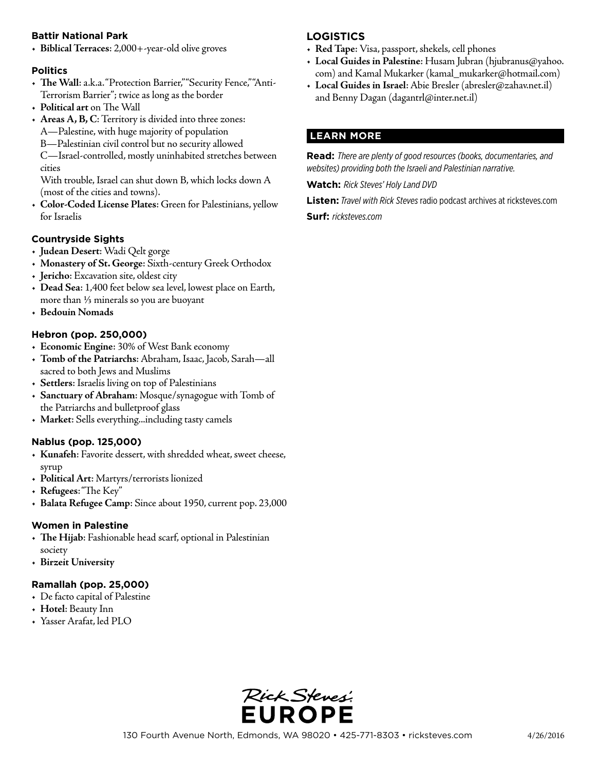### Battir National Park

- **Biblical Terraces**: 2,000+-year-old olive groves

### Politics

- **The Wall**: a.k.a. "Protection Barrier," "Security Fence," "Anti-Terrorism Barrier"; twice as long as the border
- **Political art** on The Wall
- **Areas A, B, C**: Territory is divided into three zones:
  A—Palestine, with huge majority of population
  B—Palestinian civil control but no security allowed
  C—Israel-controlled, mostly uninhabited stretches between cities
  With trouble, Israel can shut down B, which locks down A (most of the cities and towns).
- **Color-Coded License Plates**: Green for Palestinians, yellow for Israelis

### Countryside Sights

- **Judean Desert**: Wadi Qelt gorge
- **Monastery of St. George**: Sixth-century Greek Orthodox
- **Jericho**: Excavation site, oldest city
- **Dead Sea**: 1,400 feet below sea level, lowest place on Earth, more than ⅓ minerals so you are buoyant
- **Bedouin Nomads**

### Hebron (pop. 250,000)

- **Economic Engine**: 30% of West Bank economy
- **Tomb of the Patriarchs**: Abraham, Isaac, Jacob, Sarah—all sacred to both Jews and Muslims
- **Settlers**: Israelis living on top of Palestinians
- **Sanctuary of Abraham**: Mosque/synagogue with Tomb of the Patriarchs and bulletproof glass
- **Market**: Sells everything...including tasty camels

### Nablus (pop. 125,000)

- **Kunafeh**: Favorite dessert, with shredded wheat, sweet cheese, syrup
- **Political Art**: Martyrs/terrorists lionized
- **Refugees**: "The Key"
- **Balata Refugee Camp**: Since about 1950, current pop. 23,000

### Women in Palestine

- **The Hijab**: Fashionable head scarf, optional in Palestinian society
- **Birzeit University**

### Ramallah (pop. 25,000)

- De facto capital of Palestine
- **Hotel**: Beauty Inn
- Yasser Arafat, led PLO

### LOGISTICS

- **Red Tape**: Visa, passport, shekels, cell phones
- **Local Guides in Palestine**: Husam Jubran (hjubranus@yahoo.com) and Kamal Mukarker (kamal_mukarker@hotmail.com)
- **Local Guides in Israel**: Abie Bresler (abresler@zahav.net.il) and Benny Dagan (dagantrl@inter.net.il)

## LEARN MORE

**Read:** *There are plenty of good resources (books, documentaries, and websites) providing both the Israeli and Palestinian narrative.*

**Watch:** *Rick Steves' Holy Land DVD*

**Listen:** *Travel with Rick Steves* radio podcast archives at ricksteves.com

**Surf:** *ricksteves.com*

Rick Steves' EUROPE

130 Fourth Avenue North, Edmonds, WA 98020 • 425-771-8303 • ricksteves.com

4/26/2016